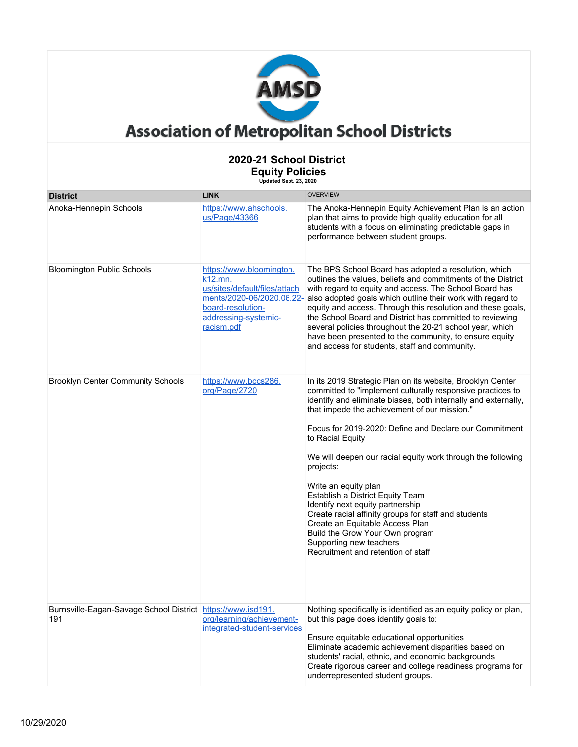# Association of Metropolitan School Districts

## 2020-21 School District Equity Policies

Updated Sept. 23, 2020

| District | LINK | OVERVIEW |
|---|---|---|
| Anoka-Hennepin Schools | https://www.ahschools.us/Page/43366 | The Anoka-Hennepin Equity Achievement Plan is an action plan that aims to provide high quality education for all students with a focus on eliminating predictable gaps in performance between student groups. |
| Bloomington Public Schools | https://www.bloomington.k12.mn.us/sites/default/files/attachments/2020-06/2020.06.22-board-resolution-addressing-systemic-racism.pdf | The BPS School Board has adopted a resolution, which outlines the values, beliefs and commitments of the District with regard to equity and access. The School Board has also adopted goals which outline their work with regard to equity and access. Through this resolution and these goals, the School Board and District has committed to reviewing several policies throughout the 20-21 school year, which have been presented to the community, to ensure equity and access for students, staff and community. |
| Brooklyn Center Community Schools | https://www.bccs286.org/Page/2720 | In its 2019 Strategic Plan on its website, Brooklyn Center committed to "implement culturally responsive practices to identify and eliminate biases, both internally and externally, that impede the achievement of our mission."<br><br>Focus for 2019-2020: Define and Declare our Commitment to Racial Equity<br><br>We will deepen our racial equity work through the following projects:<br><br>Write an equity plan<br>Establish a District Equity Team<br>Identify next equity partnership<br>Create racial affinity groups for staff and students<br>Create an Equitable Access Plan<br>Build the Grow Your Own program<br>Supporting new teachers<br>Recruitment and retention of staff |
| Burnsville-Eagan-Savage School District 191 | https://www.isd191.org/learning/achievement-integrated-student-services | Nothing specifically is identified as an equity policy or plan, but this page does identify goals to:<br><br>Ensure equitable educational opportunities<br>Eliminate academic achievement disparities based on students' racial, ethnic, and economic backgrounds<br>Create rigorous career and college readiness programs for underrepresented student groups. |

10/29/2020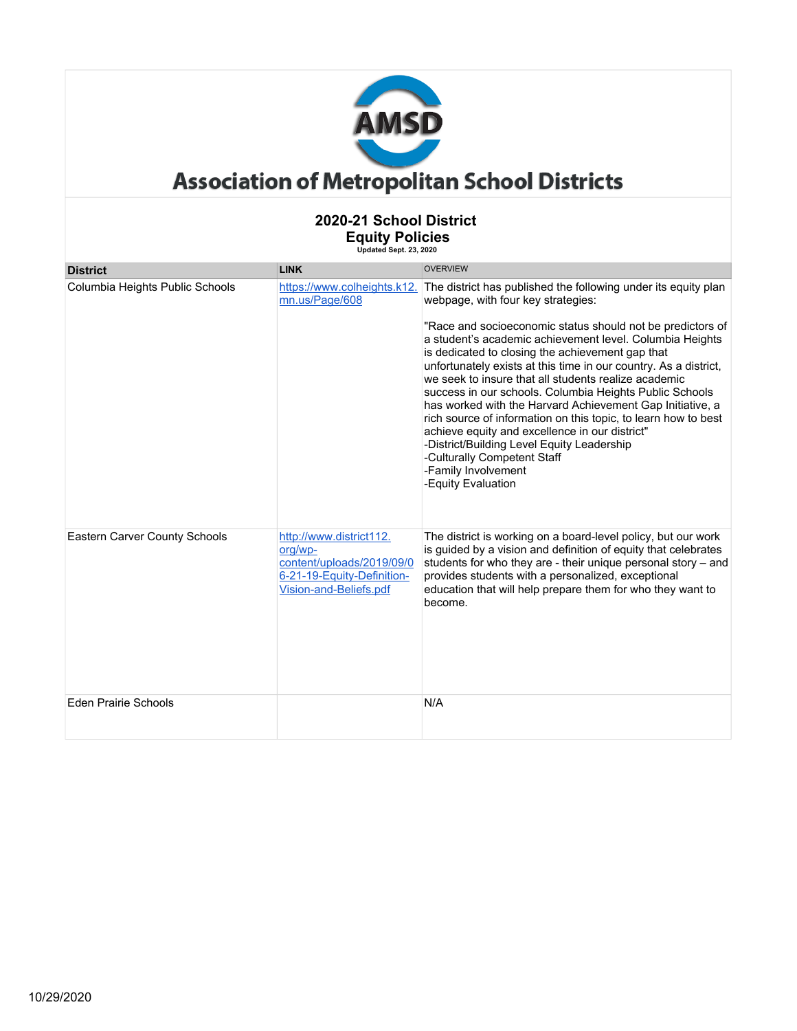# Association of Metropolitan School Districts

## 2020-21 School District Equity Policies

Updated Sept. 23, 2020

| District | LINK | OVERVIEW |
|---|---|---|
| Columbia Heights Public Schools | https://www.colheights.k12.mn.us/Page/608 | The district has published the following under its equity plan webpage, with four key strategies:<br><br>"Race and socioeconomic status should not be predictors of a student's academic achievement level. Columbia Heights is dedicated to closing the achievement gap that unfortunately exists at this time in our country. As a district, we seek to insure that all students realize academic success in our schools. Columbia Heights Public Schools has worked with the Harvard Achievement Gap Initiative, a rich source of information on this topic, to learn how to best achieve equity and excellence in our district"<br>-District/Building Level Equity Leadership<br>-Culturally Competent Staff<br>-Family Involvement<br>-Equity Evaluation |
| Eastern Carver County Schools | http://www.district112.org/wp-content/uploads/2019/09/06-21-19-Equity-Definition-Vision-and-Beliefs.pdf | The district is working on a board-level policy, but our work is guided by a vision and definition of equity that celebrates students for who they are - their unique personal story – and provides students with a personalized, exceptional education that will help prepare them for who they want to become. |
| Eden Prairie Schools | | N/A |

10/29/2020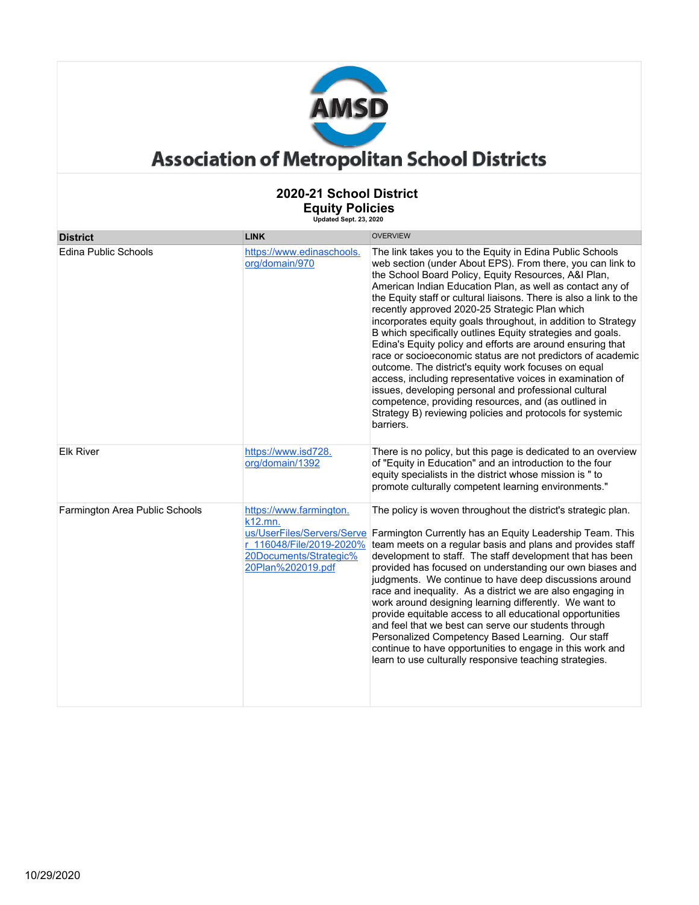# Association of Metropolitan School Districts

## 2020-21 School District Equity Policies

Updated Sept. 23, 2020

| District | LINK | OVERVIEW |
|---|---|---|
| Edina Public Schools | https://www.edinaschools.org/domain/970 | The link takes you to the Equity in Edina Public Schools web section (under About EPS). From there, you can link to the School Board Policy, Equity Resources, A&I Plan, American Indian Education Plan, as well as contact any of the Equity staff or cultural liaisons. There is also a link to the recently approved 2020-25 Strategic Plan which incorporates equity goals throughout, in addition to Strategy B which specifically outlines Equity strategies and goals. Edina's Equity policy and efforts are around ensuring that race or socioeconomic status are not predictors of academic outcome. The district's equity work focuses on equal access, including representative voices in examination of issues, developing personal and professional cultural competence, providing resources, and (as outlined in Strategy B) reviewing policies and protocols for systemic barriers. |
| Elk River | https://www.isd728.org/domain/1392 | There is no policy, but this page is dedicated to an overview of "Equity in Education" and an introduction to the four equity specialists in the district whose mission is " to promote culturally competent learning environments." |
| Farmington Area Public Schools | https://www.farmington.k12.mn.us/UserFiles/Servers/Server_116048/File/2019-2020%20Documents/Strategic%20Plan%202019.pdf | The policy is woven throughout the district's strategic plan.<br><br>Farmington Currently has an Equity Leadership Team. This team meets on a regular basis and plans and provides staff development to staff. The staff development that has been provided has focused on understanding our own biases and judgments. We continue to have deep discussions around race and inequality. As a district we are also engaging in work around designing learning differently. We want to provide equitable access to all educational opportunities and feel that we best can serve our students through Personalized Competency Based Learning. Our staff continue to have opportunities to engage in this work and learn to use culturally responsive teaching strategies. |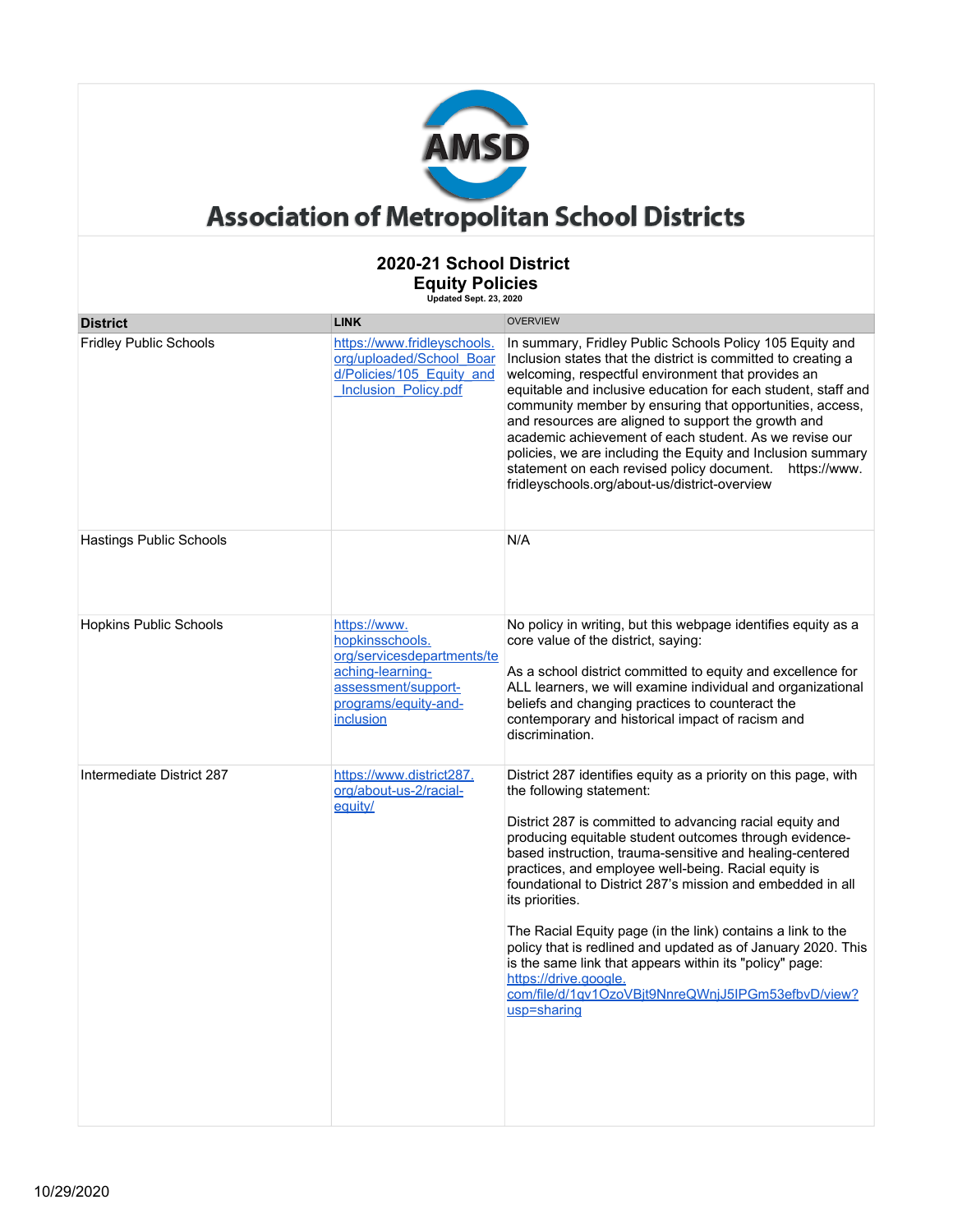# Association of Metropolitan School Districts

## 2020-21 School District Equity Policies

Updated Sept. 23, 2020

| District | LINK | OVERVIEW |
|---|---|---|
| Fridley Public Schools | https://www.fridleyschools.org/uploaded/School_Board/Policies/105_Equity_and_Inclusion_Policy.pdf | In summary, Fridley Public Schools Policy 105 Equity and Inclusion states that the district is committed to creating a welcoming, respectful environment that provides an equitable and inclusive education for each student, staff and community member by ensuring that opportunities, access, and resources are aligned to support the growth and academic achievement of each student. As we revise our policies, we are including the Equity and Inclusion summary statement on each revised policy document. https://www.fridleyschools.org/about-us/district-overview |
| Hastings Public Schools | | N/A |
| Hopkins Public Schools | https://www.hopkinsschools.org/servicesdepartments/teaching-learning-assessment/support-programs/equity-and-inclusion | No policy in writing, but this webpage identifies equity as a core value of the district, saying:<br><br>As a school district committed to equity and excellence for ALL learners, we will examine individual and organizational beliefs and changing practices to counteract the contemporary and historical impact of racism and discrimination. |
| Intermediate District 287 | https://www.district287.org/about-us-2/racial-equity/ | District 287 identifies equity as a priority on this page, with the following statement:<br><br>District 287 is committed to advancing racial equity and producing equitable student outcomes through evidence-based instruction, trauma-sensitive and healing-centered practices, and employee well-being. Racial equity is foundational to District 287's mission and embedded in all its priorities.<br><br>The Racial Equity page (in the link) contains a link to the policy that is redlined and updated as of January 2020. This is the same link that appears within its "policy" page: https://drive.google.com/file/d/1gv1OzoVBjt9NnreQWnjJ5lPGm53efbvD/view?usp=sharing |

10/29/2020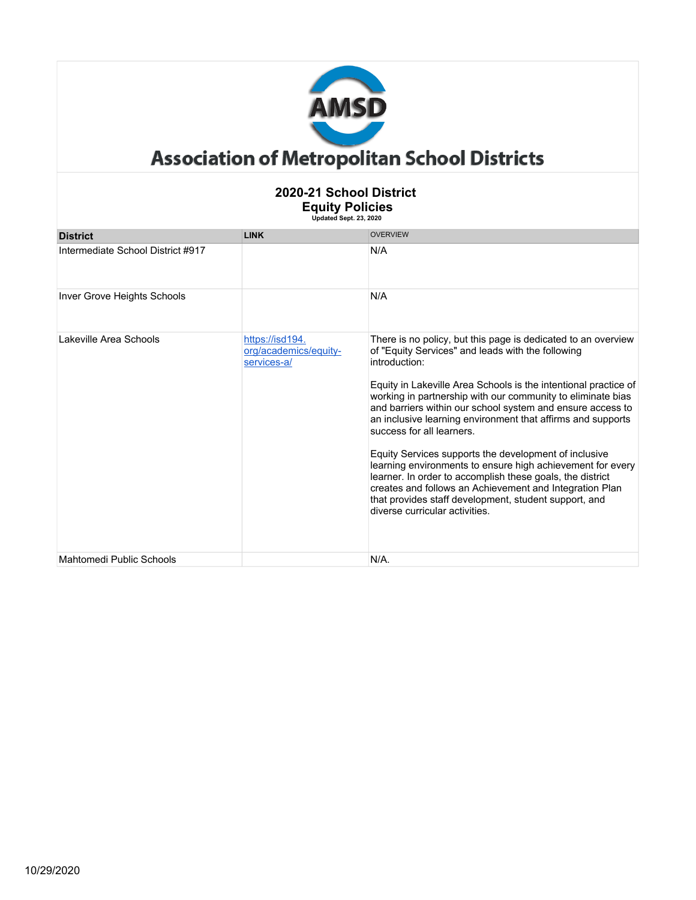# Association of Metropolitan School Districts

## 2020-21 School District Equity Policies

**Updated Sept. 23, 2020**

| District | LINK | OVERVIEW |
|---|---|---|
| Intermediate School District #917 | | N/A |
| Inver Grove Heights Schools | | N/A |
| Lakeville Area Schools | https://isd194.org/academics/equity-services-a/ | There is no policy, but this page is dedicated to an overview of "Equity Services" and leads with the following introduction:<br><br>Equity in Lakeville Area Schools is the intentional practice of working in partnership with our community to eliminate bias and barriers within our school system and ensure access to an inclusive learning environment that affirms and supports success for all learners.<br><br>Equity Services supports the development of inclusive learning environments to ensure high achievement for every learner. In order to accomplish these goals, the district creates and follows an Achievement and Integration Plan that provides staff development, student support, and diverse curricular activities. |
| Mahtomedi Public Schools | | N/A. |

10/29/2020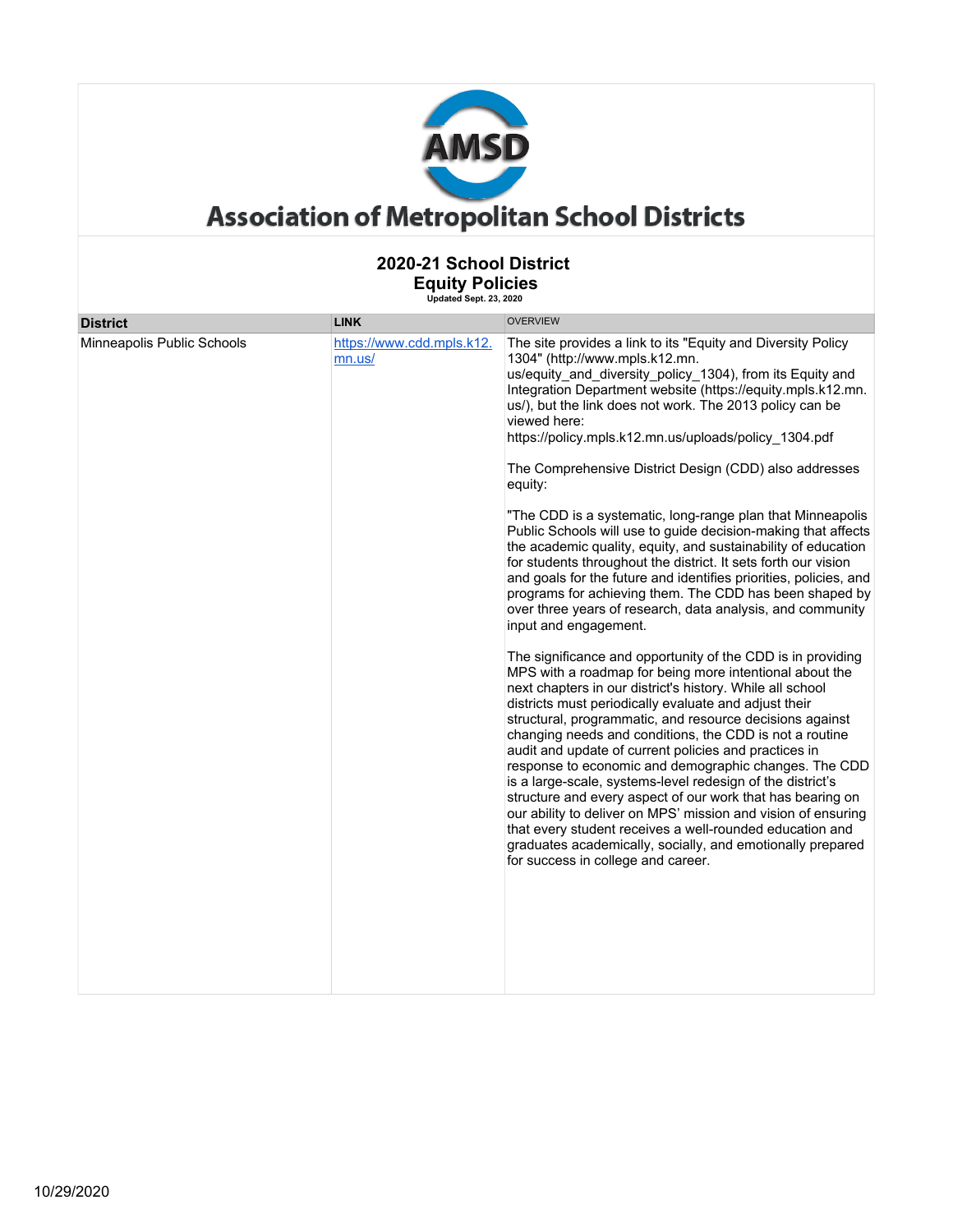# Association of Metropolitan School Districts

## 2020-21 School District Equity Policies

Updated Sept. 23, 2020

| District | LINK | OVERVIEW |
|---|---|---|
| Minneapolis Public Schools | https://www.cdd.mpls.k12.mn.us/ | The site provides a link to its "Equity and Diversity Policy 1304" (http://www.mpls.k12.mn.us/equity_and_diversity_policy_1304), from its Equity and Integration Department website (https://equity.mpls.k12.mn.us/), but the link does not work. The 2013 policy can be viewed here: https://policy.mpls.k12.mn.us/uploads/policy_1304.pdf<br><br>The Comprehensive District Design (CDD) also addresses equity:<br><br>"The CDD is a systematic, long-range plan that Minneapolis Public Schools will use to guide decision-making that affects the academic quality, equity, and sustainability of education for students throughout the district. It sets forth our vision and goals for the future and identifies priorities, policies, and programs for achieving them. The CDD has been shaped by over three years of research, data analysis, and community input and engagement.<br><br>The significance and opportunity of the CDD is in providing MPS with a roadmap for being more intentional about the next chapters in our district's history. While all school districts must periodically evaluate and adjust their structural, programmatic, and resource decisions against changing needs and conditions, the CDD is not a routine audit and update of current policies and practices in response to economic and demographic changes. The CDD is a large-scale, systems-level redesign of the district's structure and every aspect of our work that has bearing on our ability to deliver on MPS' mission and vision of ensuring that every student receives a well-rounded education and graduates academically, socially, and emotionally prepared for success in college and career. |

10/29/2020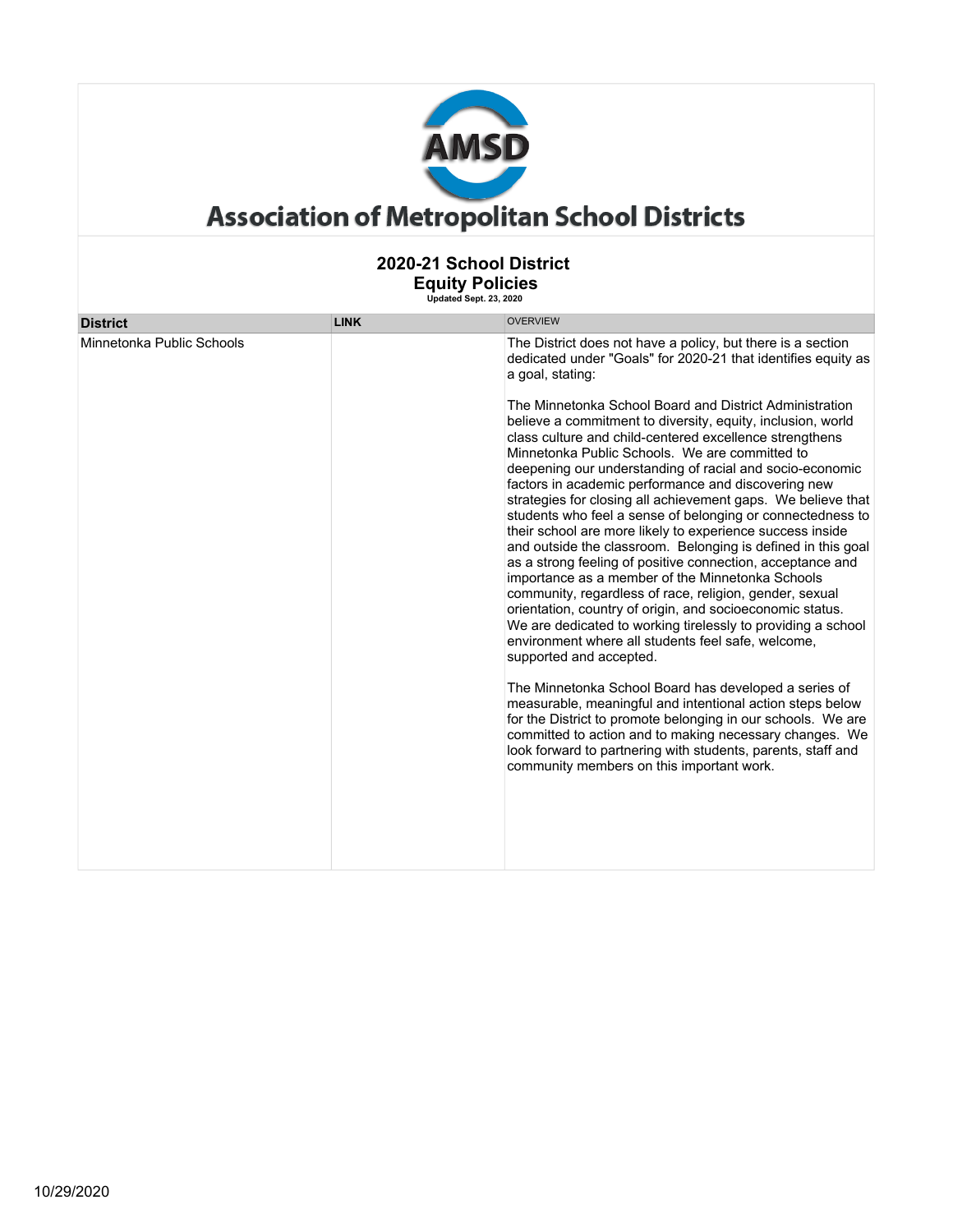# Association of Metropolitan School Districts

## 2020-21 School District Equity Policies

**Updated Sept. 23, 2020**

| District | LINK | OVERVIEW |
|---|---|---|
| Minnetonka Public Schools | | The District does not have a policy, but there is a section dedicated under "Goals" for 2020-21 that identifies equity as a goal, stating:<br><br>The Minnetonka School Board and District Administration believe a commitment to diversity, equity, inclusion, world class culture and child-centered excellence strengthens Minnetonka Public Schools. We are committed to deepening our understanding of racial and socio-economic factors in academic performance and discovering new strategies for closing all achievement gaps. We believe that students who feel a sense of belonging or connectedness to their school are more likely to experience success inside and outside the classroom. Belonging is defined in this goal as a strong feeling of positive connection, acceptance and importance as a member of the Minnetonka Schools community, regardless of race, religion, gender, sexual orientation, country of origin, and socioeconomic status. We are dedicated to working tirelessly to providing a school environment where all students feel safe, welcome, supported and accepted.<br><br>The Minnetonka School Board has developed a series of measurable, meaningful and intentional action steps below for the District to promote belonging in our schools. We are committed to action and to making necessary changes. We look forward to partnering with students, parents, staff and community members on this important work. |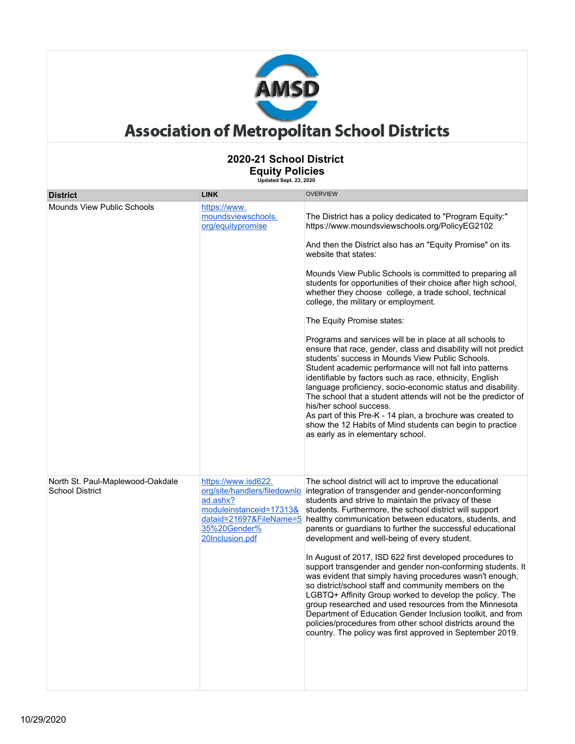# Association of Metropolitan School Districts

## 2020-21 School District Equity Policies

Updated Sept. 23, 2020

| District | LINK | OVERVIEW |
|---|---|---|
| Mounds View Public Schools | https://www.moundsviewschools.org/equitypromise | The District has a policy dedicated to "Program Equity:" https://www.moundsviewschools.org/PolicyEG2102<br><br>And then the District also has an "Equity Promise" on its website that states:<br><br>Mounds View Public Schools is committed to preparing all students for opportunities of their choice after high school, whether they choose college, a trade school, technical college, the military or employment.<br><br>The Equity Promise states:<br><br>Programs and services will be in place at all schools to ensure that race, gender, class and disability will not predict students' success in Mounds View Public Schools. Student academic performance will not fall into patterns identifiable by factors such as race, ethnicity, English language proficiency, socio-economic status and disability. The school that a student attends will not be the predictor of his/her school success.<br>As part of this Pre-K - 14 plan, a brochure was created to show the 12 Habits of Mind students can begin to practice as early as in elementary school. |
| North St. Paul-Maplewood-Oakdale School District | https://www.isd622.org/site/handlers/filedownload.ashx?moduleinstanceid=17313&dataid=21697&FileName=535%20Gender%20Inclusion.pdf | The school district will act to improve the educational integration of transgender and gender-nonconforming students and strive to maintain the privacy of these students. Furthermore, the school district will support healthy communication between educators, students, and parents or guardians to further the successful educational development and well-being of every student.<br><br>In August of 2017, ISD 622 first developed procedures to support transgender and gender non-conforming students. It was evident that simply having procedures wasn't enough, so district/school staff and community members on the LGBTQ+ Affinity Group worked to develop the policy. The group researched and used resources from the Minnesota Department of Education Gender Inclusion toolkit, and from policies/procedures from other school districts around the country. The policy was first approved in September 2019. |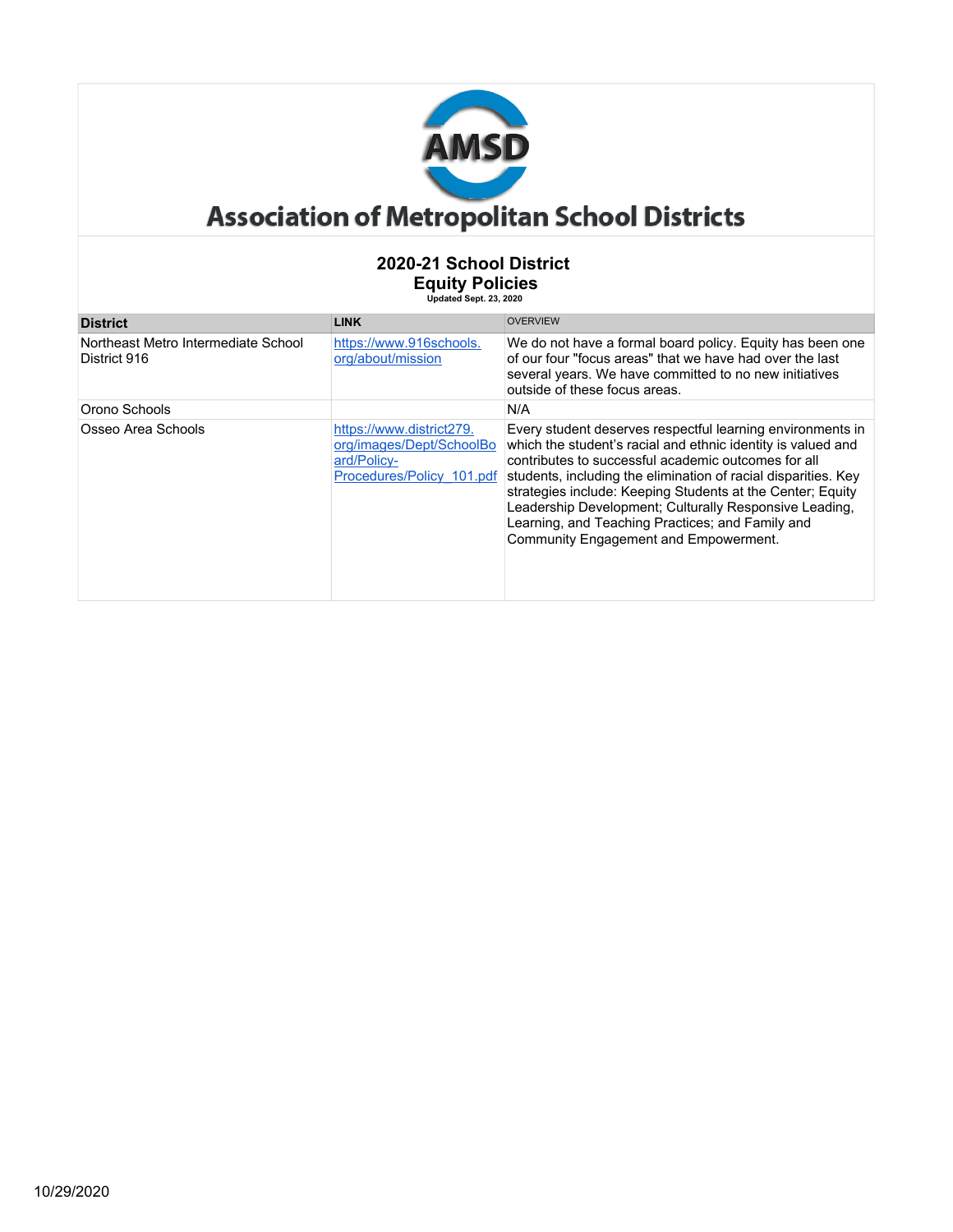# Association of Metropolitan School Districts

## 2020-21 School District Equity Policies

Updated Sept. 23, 2020

| District | LINK | OVERVIEW |
|---|---|---|
| Northeast Metro Intermediate School District 916 | https://www.916schools.org/about/mission | We do not have a formal board policy. Equity has been one of our four "focus areas" that we have had over the last several years. We have committed to no new initiatives outside of these focus areas. |
| Orono Schools | | N/A |
| Osseo Area Schools | https://www.district279.org/images/Dept/SchoolBoard/Policy-Procedures/Policy_101.pdf | Every student deserves respectful learning environments in which the student's racial and ethnic identity is valued and contributes to successful academic outcomes for all students, including the elimination of racial disparities. Key strategies include: Keeping Students at the Center; Equity Leadership Development; Culturally Responsive Leading, Learning, and Teaching Practices; and Family and Community Engagement and Empowerment. |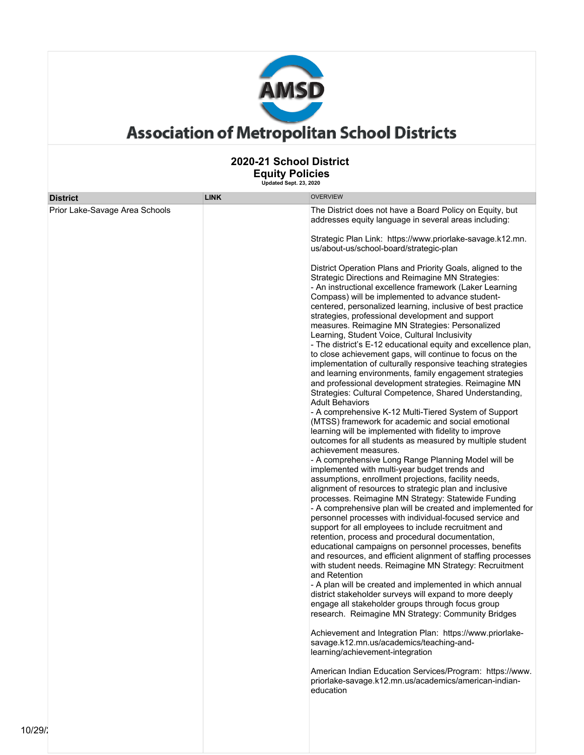# Association of Metropolitan School Districts

## 2020-21 School District Equity Policies

Updated Sept. 23, 2020

| District | LINK | OVERVIEW |
| --- | --- | --- |
| Prior Lake-Savage Area Schools | | The District does not have a Board Policy on Equity, but addresses equity language in several areas including:<br><br>Strategic Plan Link: https://www.priorlake-savage.k12.mn.us/about-us/school-board/strategic-plan<br><br>District Operation Plans and Priority Goals, aligned to the Strategic Directions and Reimagine MN Strategies:<br>- An instructional excellence framework (Laker Learning Compass) will be implemented to advance student-centered, personalized learning, inclusive of best practice strategies, professional development and support measures. Reimagine MN Strategies: Personalized Learning, Student Voice, Cultural Inclusivity<br>- The district's E-12 educational equity and excellence plan, to close achievement gaps, will continue to focus on the implementation of culturally responsive teaching strategies and learning environments, family engagement strategies and professional development strategies. Reimagine MN Strategies: Cultural Competence, Shared Understanding, Adult Behaviors<br>- A comprehensive K-12 Multi-Tiered System of Support (MTSS) framework for academic and social emotional learning will be implemented with fidelity to improve outcomes for all students as measured by multiple student achievement measures.<br>- A comprehensive Long Range Planning Model will be implemented with multi-year budget trends and assumptions, enrollment projections, facility needs, alignment of resources to strategic plan and inclusive processes. Reimagine MN Strategy: Statewide Funding<br>- A comprehensive plan will be created and implemented for personnel processes with individual-focused service and support for all employees to include recruitment and retention, process and procedural documentation, educational campaigns on personnel processes, benefits and resources, and efficient alignment of staffing processes with student needs. Reimagine MN Strategy: Recruitment and Retention<br>- A plan will be created and implemented in which annual district stakeholder surveys will expand to more deeply engage all stakeholder groups through focus group research. Reimagine MN Strategy: Community Bridges<br><br>Achievement and Integration Plan: https://www.priorlake-savage.k12.mn.us/academics/teaching-and-learning/achievement-integration<br><br>American Indian Education Services/Program: https://www.priorlake-savage.k12.mn.us/academics/american-indian-education |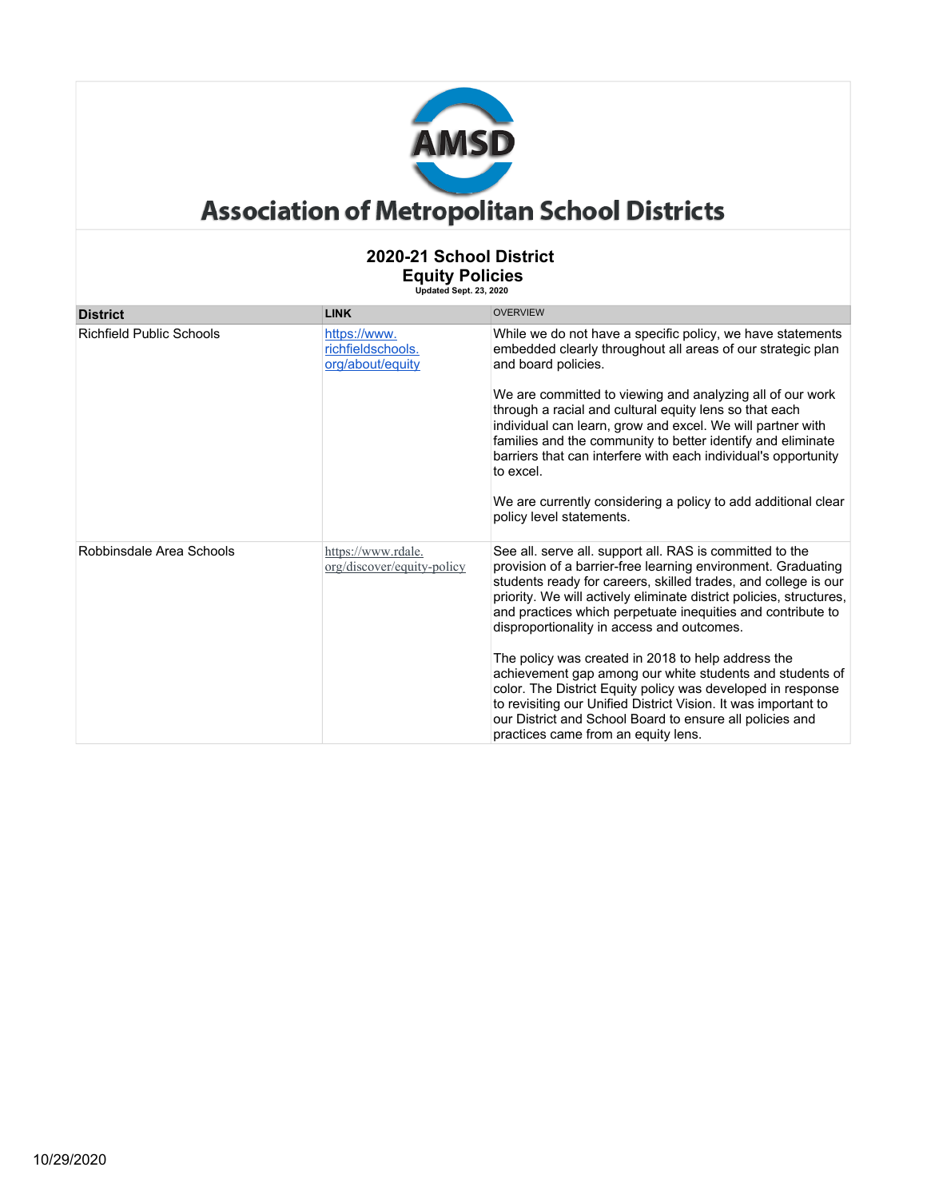# Association of Metropolitan School Districts

## 2020-21 School District Equity Policies

**Updated Sept. 23, 2020**

| District | LINK | OVERVIEW |
|---|---|---|
| Richfield Public Schools | https://www.richfieldschools.org/about/equity | While we do not have a specific policy, we have statements embedded clearly throughout all areas of our strategic plan and board policies.<br><br>We are committed to viewing and analyzing all of our work through a racial and cultural equity lens so that each individual can learn, grow and excel. We will partner with families and the community to better identify and eliminate barriers that can interfere with each individual's opportunity to excel.<br><br>We are currently considering a policy to add additional clear policy level statements. |
| Robbinsdale Area Schools | https://www.rdale.org/discover/equity-policy | See all. serve all. support all. RAS is committed to the provision of a barrier-free learning environment. Graduating students ready for careers, skilled trades, and college is our priority. We will actively eliminate district policies, structures, and practices which perpetuate inequities and contribute to disproportionality in access and outcomes.<br><br>The policy was created in 2018 to help address the achievement gap among our white students and students of color. The District Equity policy was developed in response to revisiting our Unified District Vision. It was important to our District and School Board to ensure all policies and practices came from an equity lens. |

10/29/2020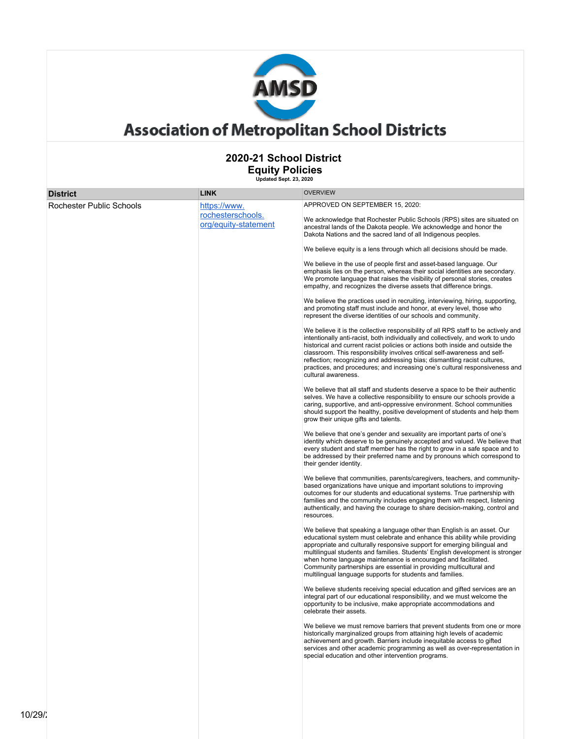# Association of Metropolitan School Districts

## 2020-21 School District Equity Policies

Updated Sept. 23, 2020

| District | LINK | OVERVIEW |
|---|---|---|
| Rochester Public Schools | https://www.rochesterschools.org/equity-statement | APPROVED ON SEPTEMBER 15, 2020:<br><br>We acknowledge that Rochester Public Schools (RPS) sites are situated on ancestral lands of the Dakota people. We acknowledge and honor the Dakota Nations and the sacred land of all Indigenous peoples.<br><br>We believe equity is a lens through which all decisions should be made.<br><br>We believe in the use of people first and asset-based language. Our emphasis lies on the person, whereas their social identities are secondary. We promote language that raises the visibility of personal stories, creates empathy, and recognizes the diverse assets that difference brings.<br><br>We believe the practices used in recruiting, interviewing, hiring, supporting, and promoting staff must include and honor, at every level, those who represent the diverse identities of our schools and community.<br><br>We believe it is the collective responsibility of all RPS staff to be actively and intentionally anti-racist, both individually and collectively, and work to undo historical and current racist policies or actions both inside and outside the classroom. This responsibility involves critical self-awareness and self-reflection; recognizing and addressing bias; dismantling racist cultures, practices, and procedures; and increasing one's cultural responsiveness and cultural awareness.<br><br>We believe that all staff and students deserve a space to be their authentic selves. We have a collective responsibility to ensure our schools provide a caring, supportive, and anti-oppressive environment. School communities should support the healthy, positive development of students and help them grow their unique gifts and talents.<br><br>We believe that one's gender and sexuality are important parts of one's identity which deserve to be genuinely accepted and valued. We believe that every student and staff member has the right to grow in a safe space and to be addressed by their preferred name and by pronouns which correspond to their gender identity.<br><br>We believe that communities, parents/caregivers, teachers, and community-based organizations have unique and important solutions to improving outcomes for our students and educational systems. True partnership with families and the community includes engaging them with respect, listening authentically, and having the courage to share decision-making, control and resources.<br><br>We believe that speaking a language other than English is an asset. Our educational system must celebrate and enhance this ability while providing appropriate and culturally responsive support for emerging bilingual and multilingual students and families. Students' English development is stronger when home language maintenance is encouraged and facilitated. Community partnerships are essential in providing multicultural and multilingual language supports for students and families.<br><br>We believe students receiving special education and gifted services are an integral part of our educational responsibility, and we must welcome the opportunity to be inclusive, make appropriate accommodations and celebrate their assets.<br><br>We believe we must remove barriers that prevent students from one or more historically marginalized groups from attaining high levels of academic achievement and growth. Barriers include inequitable access to gifted services and other academic programming as well as over-representation in special education and other intervention programs. |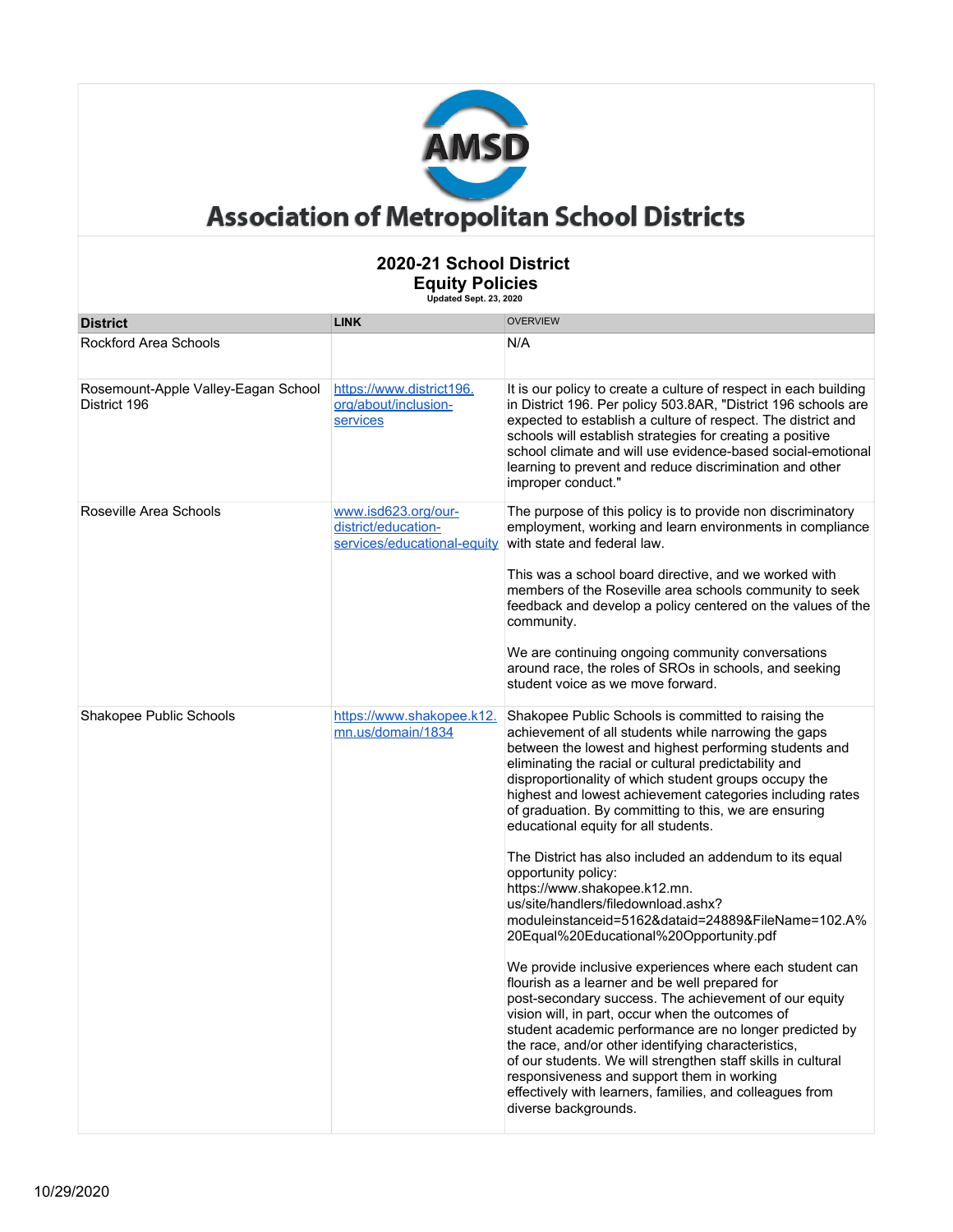# Association of Metropolitan School Districts

## 2020-21 School District Equity Policies

Updated Sept. 23, 2020

| District | LINK | OVERVIEW |
|---|---|---|
| Rockford Area Schools | | N/A |
| Rosemount-Apple Valley-Eagan School District 196 | https://www.district196.org/about/inclusion-services | It is our policy to create a culture of respect in each building in District 196. Per policy 503.8AR, "District 196 schools are expected to establish a culture of respect. The district and schools will establish strategies for creating a positive school climate and will use evidence-based social-emotional learning to prevent and reduce discrimination and other improper conduct." |
| Roseville Area Schools | www.isd623.org/our-district/education-services/educational-equity | The purpose of this policy is to provide non discriminatory employment, working and learn environments in compliance with state and federal law.<br><br>This was a school board directive, and we worked with members of the Roseville area schools community to seek feedback and develop a policy centered on the values of the community.<br><br>We are continuing ongoing community conversations around race, the roles of SROs in schools, and seeking student voice as we move forward. |
| Shakopee Public Schools | https://www.shakopee.k12.mn.us/domain/1834 | Shakopee Public Schools is committed to raising the achievement of all students while narrowing the gaps between the lowest and highest performing students and eliminating the racial or cultural predictability and disproportionality of which student groups occupy the highest and lowest achievement categories including rates of graduation. By committing to this, we are ensuring educational equity for all students.<br><br>The District has also included an addendum to its equal opportunity policy: https://www.shakopee.k12.mn.us/site/handlers/filedownload.ashx?moduleinstanceid=5162&dataid=24889&FileName=102.A%20Equal%20Educational%20Opportunity.pdf<br><br>We provide inclusive experiences where each student can flourish as a learner and be well prepared for post-secondary success. The achievement of our equity vision will, in part, occur when the outcomes of student academic performance are no longer predicted by the race, and/or other identifying characteristics, of our students. We will strengthen staff skills in cultural responsiveness and support them in working effectively with learners, families, and colleagues from diverse backgrounds. |

10/29/2020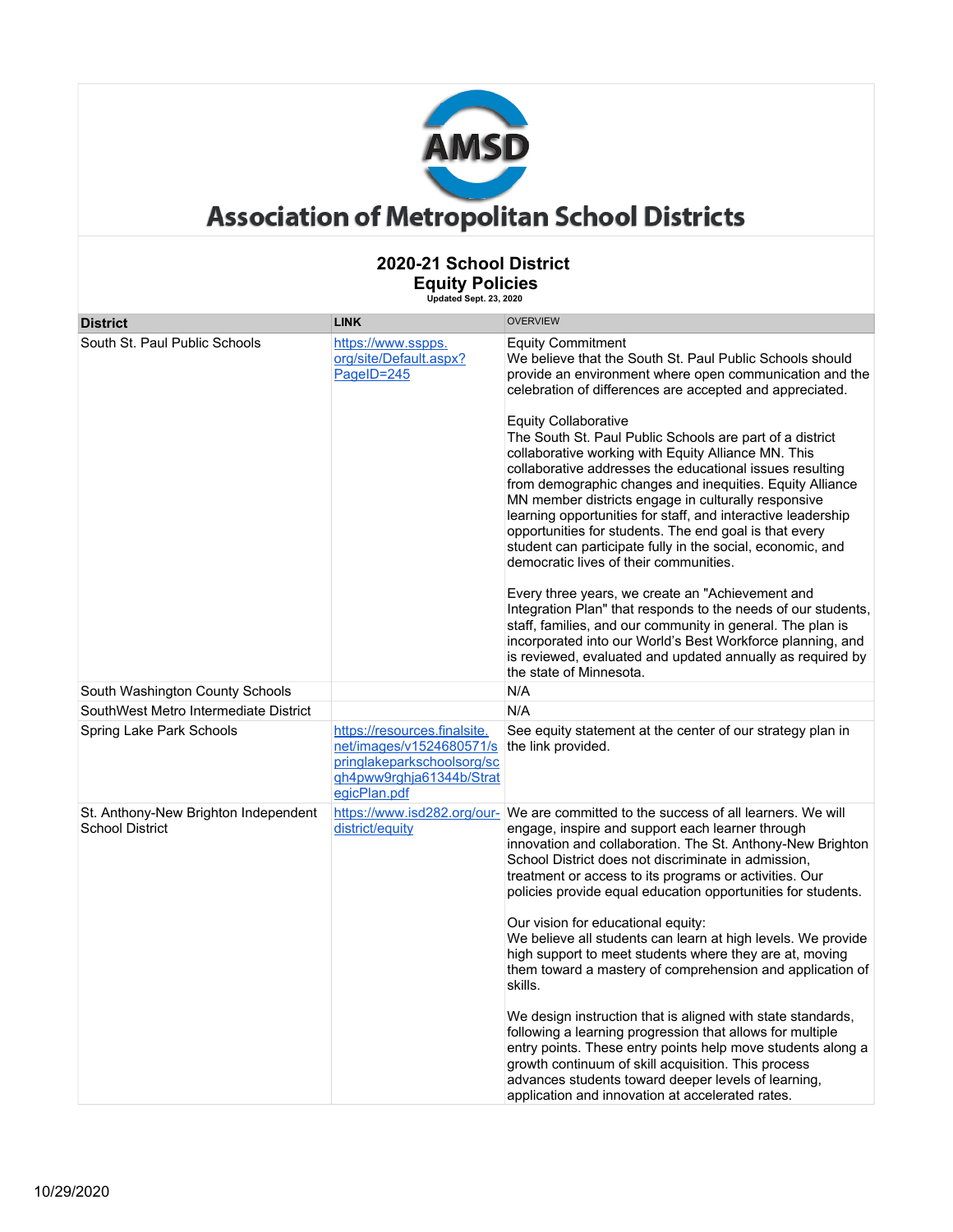# Association of Metropolitan School Districts

## 2020-21 School District Equity Policies

Updated Sept. 23, 2020

| District | LINK | OVERVIEW |
|---|---|---|
| South St. Paul Public Schools | https://www.sspps.org/site/Default.aspx?PageID=245 | Equity Commitment<br>We believe that the South St. Paul Public Schools should provide an environment where open communication and the celebration of differences are accepted and appreciated.<br><br>Equity Collaborative<br>The South St. Paul Public Schools are part of a district collaborative working with Equity Alliance MN. This collaborative addresses the educational issues resulting from demographic changes and inequities. Equity Alliance MN member districts engage in culturally responsive learning opportunities for staff, and interactive leadership opportunities for students. The end goal is that every student can participate fully in the social, economic, and democratic lives of their communities.<br><br>Every three years, we create an "Achievement and Integration Plan" that responds to the needs of our students, staff, families, and our community in general. The plan is incorporated into our World's Best Workforce planning, and is reviewed, evaluated and updated annually as required by the state of Minnesota. |
| South Washington County Schools | | N/A |
| SouthWest Metro Intermediate District | | N/A |
| Spring Lake Park Schools | https://resources.finalsite.net/images/v1524680571/springlakeparkschoolsorg/scqh4pww9rghja61344b/StrategicPlan.pdf | See equity statement at the center of our strategy plan in the link provided. |
| St. Anthony-New Brighton Independent School District | https://www.isd282.org/our-district/equity | We are committed to the success of all learners. We will engage, inspire and support each learner through innovation and collaboration. The St. Anthony-New Brighton School District does not discriminate in admission, treatment or access to its programs or activities. Our policies provide equal education opportunities for students.<br><br>Our vision for educational equity:<br>We believe all students can learn at high levels. We provide high support to meet students where they are at, moving them toward a mastery of comprehension and application of skills.<br><br>We design instruction that is aligned with state standards, following a learning progression that allows for multiple entry points. These entry points help move students along a growth continuum of skill acquisition. This process advances students toward deeper levels of learning, application and innovation at accelerated rates. |

10/29/2020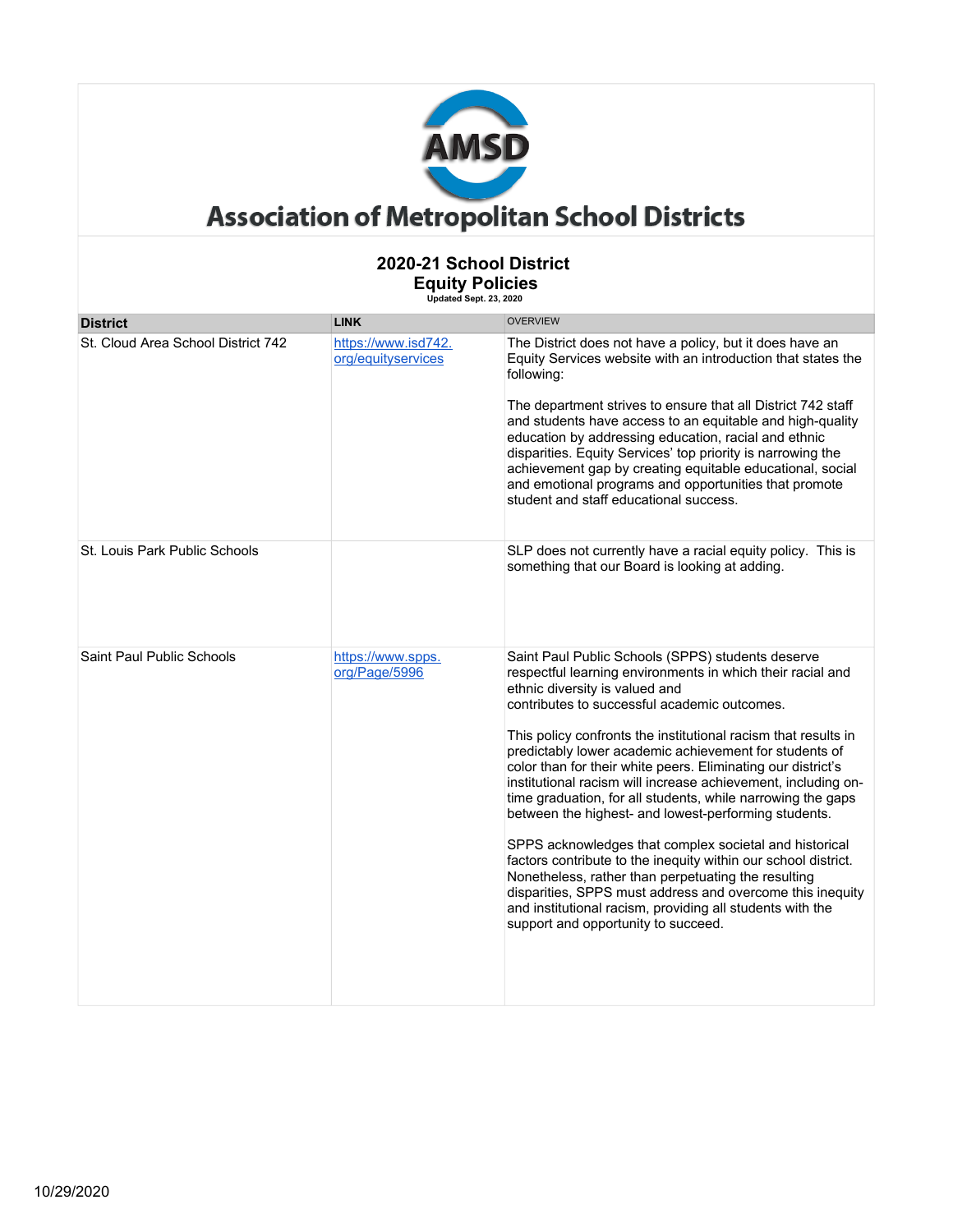# Association of Metropolitan School Districts

## 2020-21 School District Equity Policies

Updated Sept. 23, 2020

| District | LINK | OVERVIEW |
|---|---|---|
| St. Cloud Area School District 742 | https://www.isd742.org/equityservices | The District does not have a policy, but it does have an Equity Services website with an introduction that states the following:<br><br>The department strives to ensure that all District 742 staff and students have access to an equitable and high-quality education by addressing education, racial and ethnic disparities. Equity Services' top priority is narrowing the achievement gap by creating equitable educational, social and emotional programs and opportunities that promote student and staff educational success. |
| St. Louis Park Public Schools | | SLP does not currently have a racial equity policy. This is something that our Board is looking at adding. |
| Saint Paul Public Schools | https://www.spps.org/Page/5996 | Saint Paul Public Schools (SPPS) students deserve respectful learning environments in which their racial and ethnic diversity is valued and contributes to successful academic outcomes.<br><br>This policy confronts the institutional racism that results in predictably lower academic achievement for students of color than for their white peers. Eliminating our district's institutional racism will increase achievement, including on-time graduation, for all students, while narrowing the gaps between the highest- and lowest-performing students.<br><br>SPPS acknowledges that complex societal and historical factors contribute to the inequity within our school district. Nonetheless, rather than perpetuating the resulting disparities, SPPS must address and overcome this inequity and institutional racism, providing all students with the support and opportunity to succeed. |

10/29/2020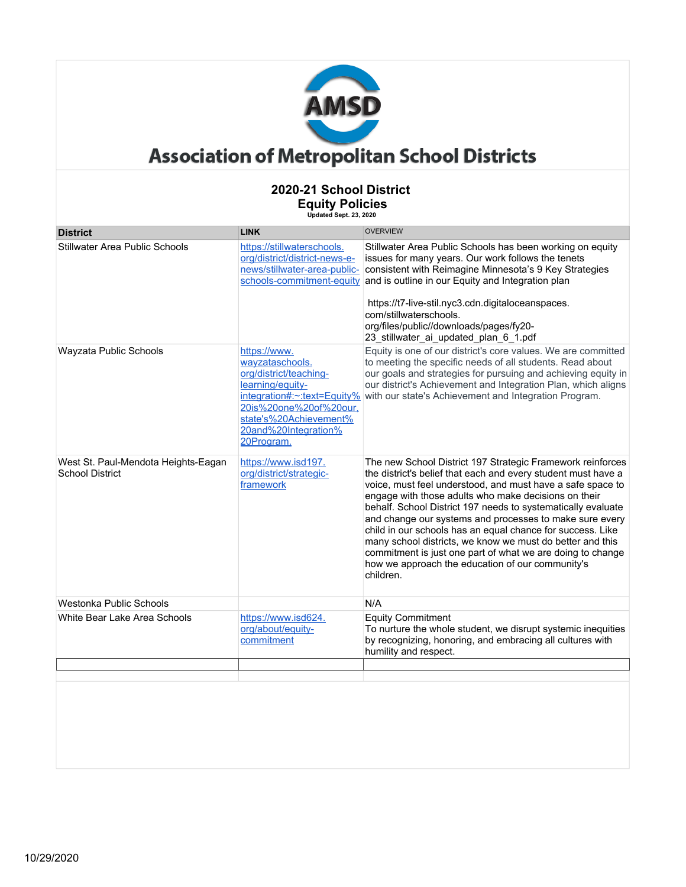# Association of Metropolitan School Districts

## 2020-21 School District Equity Policies

**Updated Sept. 23, 2020**

| District | LINK | OVERVIEW |
|---|---|---|
| Stillwater Area Public Schools | https://stillwaterschools.org/district/district-news-e-news/stillwater-area-public-schools-commitment-equity | Stillwater Area Public Schools has been working on equity issues for many years. Our work follows the tenets consistent with Reimagine Minnesota's 9 Key Strategies and is outline in our Equity and Integration plan<br><br>https://t7-live-stil.nyc3.cdn.digitaloceanspaces.com/stillwaterschools.org/files/public//downloads/pages/fy20-23_stillwater_ai_updated_plan_6_1.pdf |
| Wayzata Public Schools | https://www.wayzataschools.org/district/teaching-learning/equity-integration#:~:text=Equity%20is%20one%20of%20our,state's%20Achievement%20and%20Integration%20Program. | Equity is one of our district's core values. We are committed to meeting the specific needs of all students. Read about our goals and strategies for pursuing and achieving equity in our district's Achievement and Integration Plan, which aligns with our state's Achievement and Integration Program. |
| West St. Paul-Mendota Heights-Eagan School District | https://www.isd197.org/district/strategic-framework | The new School District 197 Strategic Framework reinforces the district's belief that each and every student must have a voice, must feel understood, and must have a safe space to engage with those adults who make decisions on their behalf. School District 197 needs to systematically evaluate and change our systems and processes to make sure every child in our schools has an equal chance for success. Like many school districts, we know we must do better and this commitment is just one part of what we are doing to change how we approach the education of our community's children. |
| Westonka Public Schools | | N/A |
| White Bear Lake Area Schools | https://www.isd624.org/about/equity-commitment | Equity Commitment<br>To nurture the whole student, we disrupt systemic inequities by recognizing, honoring, and embracing all cultures with humility and respect. |
| | | |

10/29/2020